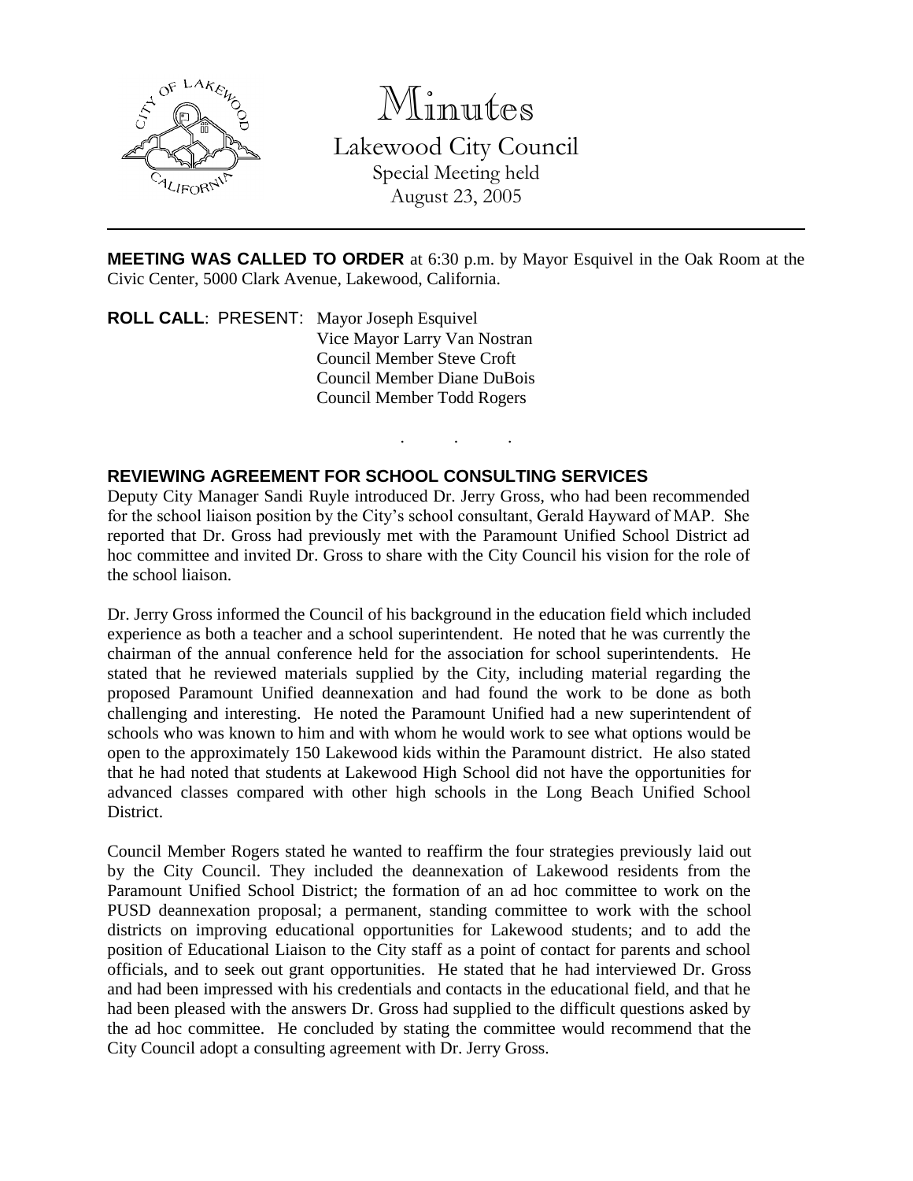# Minutes

## Lakewood City Council

Special Meeting held
August 23, 2005

---

**MEETING WAS CALLED TO ORDER** at 6:30 p.m. by Mayor Esquivel in the Oak Room at the Civic Center, 5000 Clark Avenue, Lakewood, California.

**ROLL CALL**: PRESENT: Mayor Joseph Esquivel
Vice Mayor Larry Van Nostran
Council Member Steve Croft
Council Member Diane DuBois
Council Member Todd Rogers

. . .

**REVIEWING AGREEMENT FOR SCHOOL CONSULTING SERVICES**

Deputy City Manager Sandi Ruyle introduced Dr. Jerry Gross, who had been recommended for the school liaison position by the City's school consultant, Gerald Hayward of MAP. She reported that Dr. Gross had previously met with the Paramount Unified School District ad hoc committee and invited Dr. Gross to share with the City Council his vision for the role of the school liaison.

Dr. Jerry Gross informed the Council of his background in the education field which included experience as both a teacher and a school superintendent. He noted that he was currently the chairman of the annual conference held for the association for school superintendents. He stated that he reviewed materials supplied by the City, including material regarding the proposed Paramount Unified deannexation and had found the work to be done as both challenging and interesting. He noted the Paramount Unified had a new superintendent of schools who was known to him and with whom he would work to see what options would be open to the approximately 150 Lakewood kids within the Paramount district. He also stated that he had noted that students at Lakewood High School did not have the opportunities for advanced classes compared with other high schools in the Long Beach Unified School District.

Council Member Rogers stated he wanted to reaffirm the four strategies previously laid out by the City Council. They included the deannexation of Lakewood residents from the Paramount Unified School District; the formation of an ad hoc committee to work on the PUSD deannexation proposal; a permanent, standing committee to work with the school districts on improving educational opportunities for Lakewood students; and to add the position of Educational Liaison to the City staff as a point of contact for parents and school officials, and to seek out grant opportunities. He stated that he had interviewed Dr. Gross and had been impressed with his credentials and contacts in the educational field, and that he had been pleased with the answers Dr. Gross had supplied to the difficult questions asked by the ad hoc committee. He concluded by stating the committee would recommend that the City Council adopt a consulting agreement with Dr. Jerry Gross.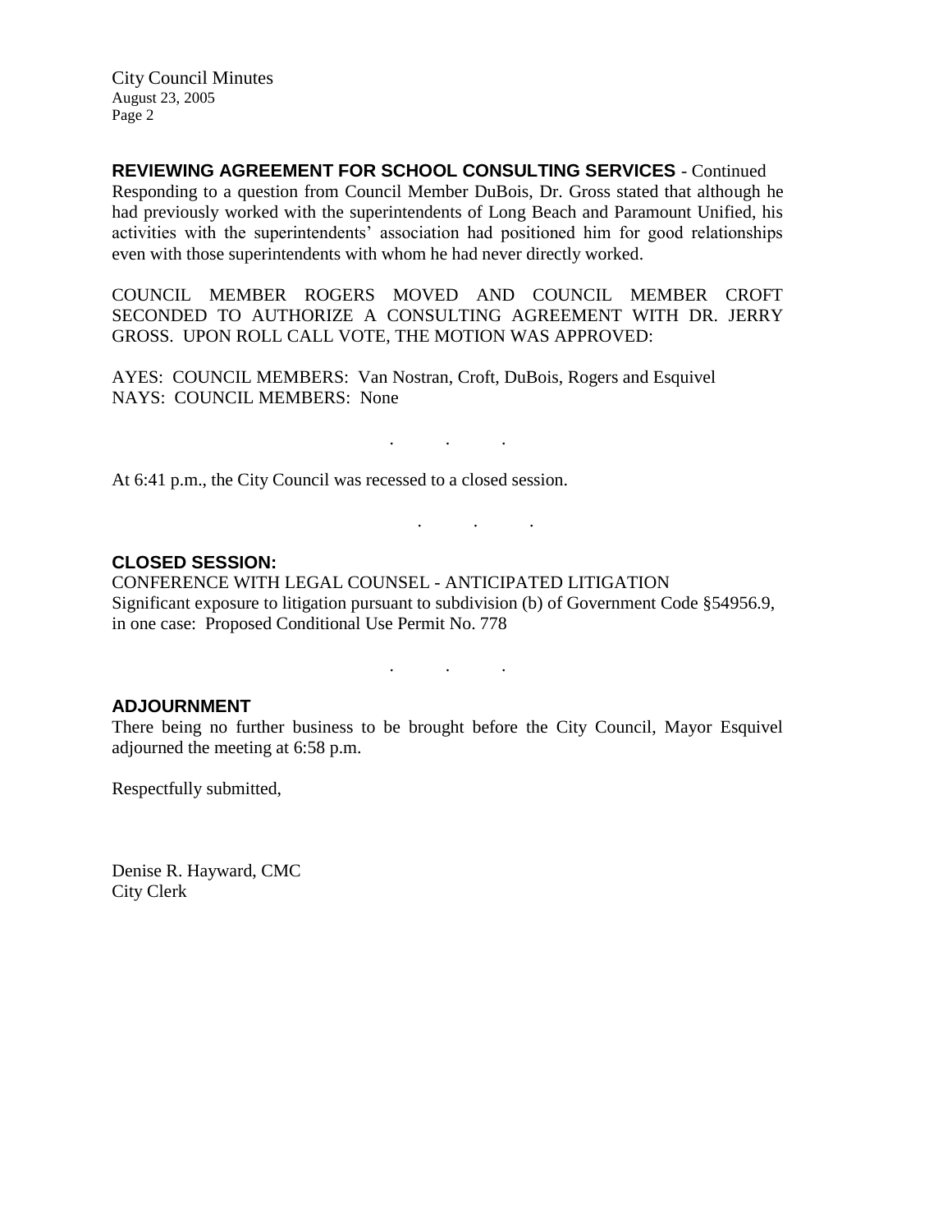**REVIEWING AGREEMENT FOR SCHOOL CONSULTING SERVICES** - Continued

Responding to a question from Council Member DuBois, Dr. Gross stated that although he had previously worked with the superintendents of Long Beach and Paramount Unified, his activities with the superintendents' association had positioned him for good relationships even with those superintendents with whom he had never directly worked.

COUNCIL MEMBER ROGERS MOVED AND COUNCIL MEMBER CROFT SECONDED TO AUTHORIZE A CONSULTING AGREEMENT WITH DR. JERRY GROSS. UPON ROLL CALL VOTE, THE MOTION WAS APPROVED:

AYES: COUNCIL MEMBERS: Van Nostran, Croft, DuBois, Rogers and Esquivel
NAYS: COUNCIL MEMBERS: None

. . .

At 6:41 p.m., the City Council was recessed to a closed session.

. . .

## CLOSED SESSION:

CONFERENCE WITH LEGAL COUNSEL - ANTICIPATED LITIGATION
Significant exposure to litigation pursuant to subdivision (b) of Government Code §54956.9, in one case: Proposed Conditional Use Permit No. 778

. . .

## ADJOURNMENT

There being no further business to be brought before the City Council, Mayor Esquivel adjourned the meeting at 6:58 p.m.

Respectfully submitted,

Denise R. Hayward, CMC
City Clerk